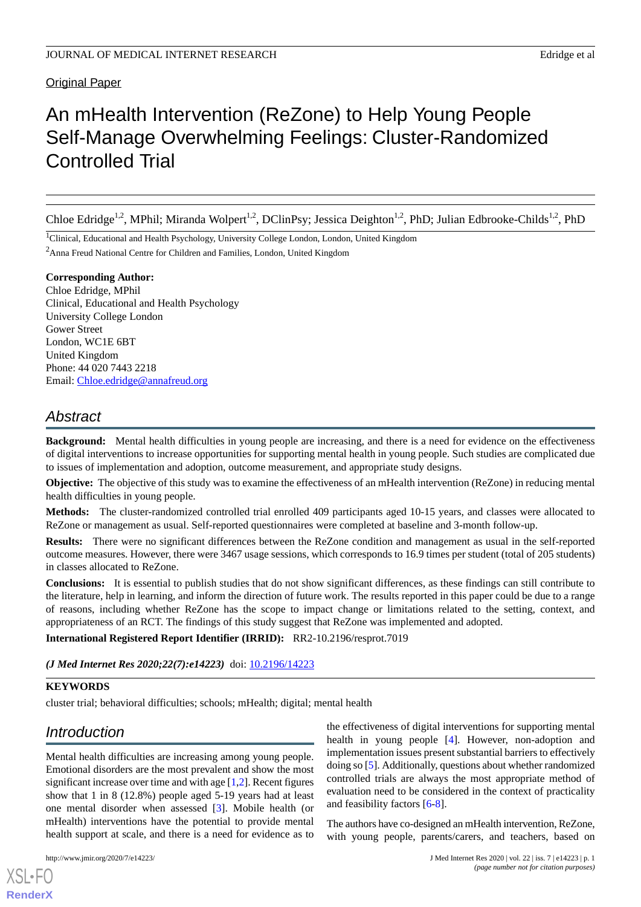Original Paper

# An mHealth Intervention (ReZone) to Help Young People Self-Manage Overwhelming Feelings: Cluster-Randomized Controlled Trial

Chloe Edridge[1,2], MPhil; Miranda Wolpert[1,2], DClinPsy; Jessica Deighton[1,2], PhD; Julian Edbrooke-Childs[1,2], PhD

[1]Clinical, Educational and Health Psychology, University College London, London, United Kingdom

[2]Anna Freud National Centre for Children and Families, London, United Kingdom

**Corresponding Author:**
Chloe Edridge, MPhil
Clinical, Educational and Health Psychology
University College London
Gower Street
London, WC1E 6BT
United Kingdom
Phone: 44 020 7443 2218
Email: Chloe.edridge@annafreud.org

## Abstract

**Background:** Mental health difficulties in young people are increasing, and there is a need for evidence on the effectiveness of digital interventions to increase opportunities for supporting mental health in young people. Such studies are complicated due to issues of implementation and adoption, outcome measurement, and appropriate study designs.

**Objective:** The objective of this study was to examine the effectiveness of an mHealth intervention (ReZone) in reducing mental health difficulties in young people.

**Methods:** The cluster-randomized controlled trial enrolled 409 participants aged 10-15 years, and classes were allocated to ReZone or management as usual. Self-reported questionnaires were completed at baseline and 3-month follow-up.

**Results:** There were no significant differences between the ReZone condition and management as usual in the self-reported outcome measures. However, there were 3467 usage sessions, which corresponds to 16.9 times per student (total of 205 students) in classes allocated to ReZone.

**Conclusions:** It is essential to publish studies that do not show significant differences, as these findings can still contribute to the literature, help in learning, and inform the direction of future work. The results reported in this paper could be due to a range of reasons, including whether ReZone has the scope to impact change or limitations related to the setting, context, and appropriateness of an RCT. The findings of this study suggest that ReZone was implemented and adopted.

**International Registered Report Identifier (IRRID):** RR2-10.2196/resprot.7019

***(J Med Internet Res 2020;22(7):e14223)*** doi: 10.2196/14223

**KEYWORDS**

cluster trial; behavioral difficulties; schools; mHealth; digital; mental health

## Introduction

Mental health difficulties are increasing among young people. Emotional disorders are the most prevalent and show the most significant increase over time and with age [1,2]. Recent figures show that 1 in 8 (12.8%) people aged 5-19 years had at least one mental disorder when assessed [3]. Mobile health (or mHealth) interventions have the potential to provide mental health support at scale, and there is a need for evidence as to the effectiveness of digital interventions for supporting mental health in young people [4]. However, non-adoption and implementation issues present substantial barriers to effectively doing so [5]. Additionally, questions about whether randomized controlled trials are always the most appropriate method of evaluation need to be considered in the context of practicality and feasibility factors [6-8].

The authors have co-designed an mHealth intervention, ReZone, with young people, parents/carers, and teachers, based on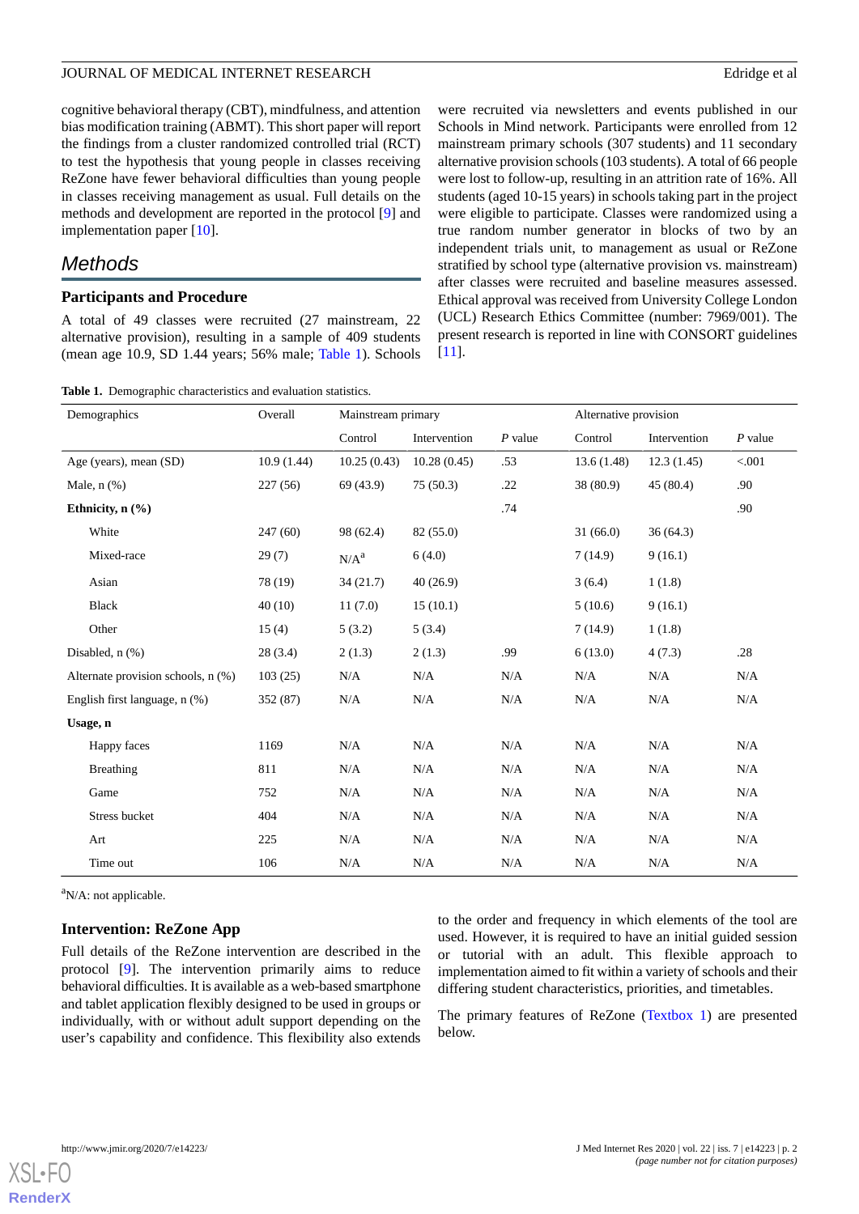cognitive behavioral therapy (CBT), mindfulness, and attention bias modification training (ABMT). This short paper will report the findings from a cluster randomized controlled trial (RCT) to test the hypothesis that young people in classes receiving ReZone have fewer behavioral difficulties than young people in classes receiving management as usual. Full details on the methods and development are reported in the protocol [9] and implementation paper [10].

## Methods

### Participants and Procedure

A total of 49 classes were recruited (27 mainstream, 22 alternative provision), resulting in a sample of 409 students (mean age 10.9, SD 1.44 years; 56% male; Table 1). Schools were recruited via newsletters and events published in our Schools in Mind network. Participants were enrolled from 12 mainstream primary schools (307 students) and 11 secondary alternative provision schools (103 students). A total of 66 people were lost to follow-up, resulting in an attrition rate of 16%. All students (aged 10-15 years) in schools taking part in the project were eligible to participate. Classes were randomized using a true random number generator in blocks of two by an independent trials unit, to management as usual or ReZone stratified by school type (alternative provision vs. mainstream) after classes were recruited and baseline measures assessed. Ethical approval was received from University College London (UCL) Research Ethics Committee (number: 7969/001). The present research is reported in line with CONSORT guidelines [11].

**Table 1.** Demographic characteristics and evaluation statistics.

| Demographics | Overall | Mainstream primary | | | Alternative provision | | |
|---|---|---|---|---|---|---|---|
| | | Control | Intervention | *P* value | Control | Intervention | *P* value |
| Age (years), mean (SD) | 10.9 (1.44) | 10.25 (0.43) | 10.28 (0.45) | .53 | 13.6 (1.48) | 12.3 (1.45) | <.001 |
| Male, n (%) | 227 (56) | 69 (43.9) | 75 (50.3) | .22 | 38 (80.9) | 45 (80.4) | .90 |
| **Ethnicity, n (%)** | | | | .74 | | | .90 |
| White | 247 (60) | 98 (62.4) | 82 (55.0) | | 31 (66.0) | 36 (64.3) | |
| Mixed-race | 29 (7) | N/A[a] | 6 (4.0) | | 7 (14.9) | 9 (16.1) | |
| Asian | 78 (19) | 34 (21.7) | 40 (26.9) | | 3 (6.4) | 1 (1.8) | |
| Black | 40 (10) | 11 (7.0) | 15 (10.1) | | 5 (10.6) | 9 (16.1) | |
| Other | 15 (4) | 5 (3.2) | 5 (3.4) | | 7 (14.9) | 1 (1.8) | |
| Disabled, n (%) | 28 (3.4) | 2 (1.3) | 2 (1.3) | .99 | 6 (13.0) | 4 (7.3) | .28 |
| Alternate provision schools, n (%) | 103 (25) | N/A | N/A | N/A | N/A | N/A | N/A |
| English first language, n (%) | 352 (87) | N/A | N/A | N/A | N/A | N/A | N/A |
| **Usage, n** | | | | | | | |
| Happy faces | 1169 | N/A | N/A | N/A | N/A | N/A | N/A |
| Breathing | 811 | N/A | N/A | N/A | N/A | N/A | N/A |
| Game | 752 | N/A | N/A | N/A | N/A | N/A | N/A |
| Stress bucket | 404 | N/A | N/A | N/A | N/A | N/A | N/A |
| Art | 225 | N/A | N/A | N/A | N/A | N/A | N/A |
| Time out | 106 | N/A | N/A | N/A | N/A | N/A | N/A |

[a]N/A: not applicable.

### Intervention: ReZone App

Full details of the ReZone intervention are described in the protocol [9]. The intervention primarily aims to reduce behavioral difficulties. It is available as a web-based smartphone and tablet application flexibly designed to be used in groups or individually, with or without adult support depending on the user's capability and confidence. This flexibility also extends to the order and frequency in which elements of the tool are used. However, it is required to have an initial guided session or tutorial with an adult. This flexible approach to implementation aimed to fit within a variety of schools and their differing student characteristics, priorities, and timetables.

The primary features of ReZone (Textbox 1) are presented below.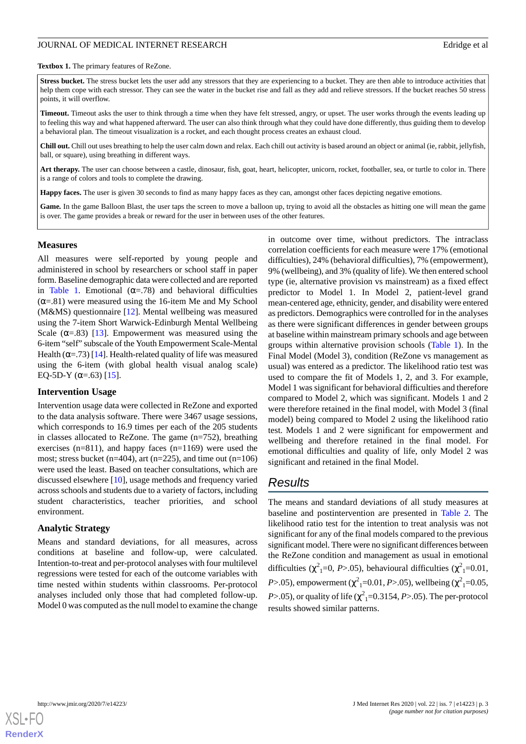**Textbox 1.** The primary features of ReZone.

**Stress bucket.** The stress bucket lets the user add any stressors that they are experiencing to a bucket. They are then able to introduce activities that help them cope with each stressor. They can see the water in the bucket rise and fall as they add and relieve stressors. If the bucket reaches 50 stress points, it will overflow.

**Timeout.** Timeout asks the user to think through a time when they have felt stressed, angry, or upset. The user works through the events leading up to feeling this way and what happened afterward. The user can also think through what they could have done differently, thus guiding them to develop a behavioral plan. The timeout visualization is a rocket, and each thought process creates an exhaust cloud.

**Chill out.** Chill out uses breathing to help the user calm down and relax. Each chill out activity is based around an object or animal (ie, rabbit, jellyfish, ball, or square), using breathing in different ways.

**Art therapy.** The user can choose between a castle, dinosaur, fish, goat, heart, helicopter, unicorn, rocket, footballer, sea, or turtle to color in. There is a range of colors and tools to complete the drawing.

**Happy faces.** The user is given 30 seconds to find as many happy faces as they can, amongst other faces depicting negative emotions.

**Game.** In the game Balloon Blast, the user taps the screen to move a balloon up, trying to avoid all the obstacles as hitting one will mean the game is over. The game provides a break or reward for the user in between uses of the other features.

### Measures

All measures were self-reported by young people and administered in school by researchers or school staff in paper form. Baseline demographic data were collected and are reported in Table 1. Emotional (α=.78) and behavioral difficulties (α=.81) were measured using the 16-item Me and My School (M&MS) questionnaire [12]. Mental wellbeing was measured using the 7-item Short Warwick-Edinburgh Mental Wellbeing Scale (α=.83) [13]. Empowerment was measured using the 6-item "self" subscale of the Youth Empowerment Scale-Mental Health (α=.73) [14]. Health-related quality of life was measured using the 6-item (with global health visual analog scale) EQ-5D-Y (α=.63) [15].

### Intervention Usage

Intervention usage data were collected in ReZone and exported to the data analysis software. There were 3467 usage sessions, which corresponds to 16.9 times per each of the 205 students in classes allocated to ReZone. The game (n=752), breathing exercises (n=811), and happy faces (n=1169) were used the most; stress bucket (n=404), art (n=225), and time out (n=106) were used the least. Based on teacher consultations, which are discussed elsewhere [10], usage methods and frequency varied across schools and students due to a variety of factors, including student characteristics, teacher priorities, and school environment.

### Analytic Strategy

Means and standard deviations, for all measures, across conditions at baseline and follow-up, were calculated. Intention-to-treat and per-protocol analyses with four multilevel regressions were tested for each of the outcome variables with time nested within students within classrooms. Per-protocol analyses included only those that had completed follow-up. Model 0 was computed as the null model to examine the change in outcome over time, without predictors. The intraclass correlation coefficients for each measure were 17% (emotional difficulties), 24% (behavioral difficulties), 7% (empowerment), 9% (wellbeing), and 3% (quality of life). We then entered school type (ie, alternative provision vs mainstream) as a fixed effect predictor to Model 1. In Model 2, patient-level grand mean-centered age, ethnicity, gender, and disability were entered as predictors. Demographics were controlled for in the analyses as there were significant differences in gender between groups at baseline within mainstream primary schools and age between groups within alternative provision schools (Table 1). In the Final Model (Model 3), condition (ReZone vs management as usual) was entered as a predictor. The likelihood ratio test was used to compare the fit of Models 1, 2, and 3. For example, Model 1 was significant for behavioral difficulties and therefore compared to Model 2, which was significant. Models 1 and 2 were therefore retained in the final model, with Model 3 (final model) being compared to Model 2 using the likelihood ratio test. Models 1 and 2 were significant for empowerment and wellbeing and therefore retained in the final model. For emotional difficulties and quality of life, only Model 2 was significant and retained in the final Model.

## Results

The means and standard deviations of all study measures at baseline and postintervention are presented in Table 2. The likelihood ratio test for the intention to treat analysis was not significant for any of the final models compared to the previous significant model. There were no significant differences between the ReZone condition and management as usual in emotional difficulties ($\chi^2_1$=0, *P*>.05), behavioural difficulties ($\chi^2_1$=0.01, *P*>.05), empowerment ($\chi^2_1$=0.01, *P*>.05), wellbeing ($\chi^2_1$=0.05, *P*>.05), or quality of life ($\chi^2_1$=0.3154, *P*>.05). The per-protocol results showed similar patterns.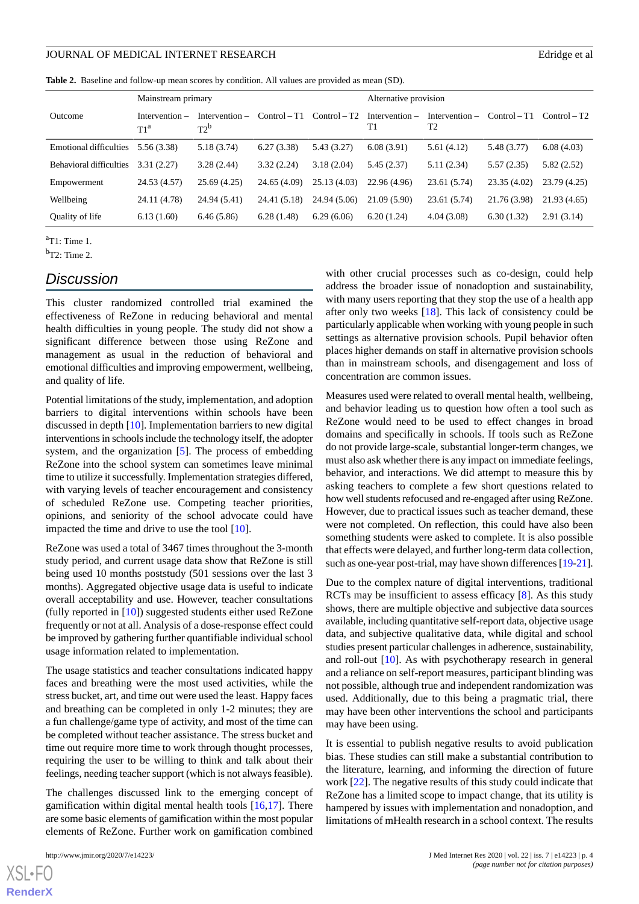**Table 2.** Baseline and follow-up mean scores by condition. All values are provided as mean (SD).

| Outcome | Mainstream primary | | | | Alternative provision | | | |
|---|---|---|---|---|---|---|---|---|
| | Intervention – T1[a] | Intervention – T2[b] | Control – T1 | Control – T2 | Intervention – T1 | Intervention – T2 | Control – T1 | Control – T2 |
| Emotional difficulties | 5.56 (3.38) | 5.18 (3.74) | 6.27 (3.38) | 5.43 (3.27) | 6.08 (3.91) | 5.61 (4.12) | 5.48 (3.77) | 6.08 (4.03) |
| Behavioral difficulties | 3.31 (2.27) | 3.28 (2.44) | 3.32 (2.24) | 3.18 (2.04) | 5.45 (2.37) | 5.11 (2.34) | 5.57 (2.35) | 5.82 (2.52) |
| Empowerment | 24.53 (4.57) | 25.69 (4.25) | 24.65 (4.09) | 25.13 (4.03) | 22.96 (4.96) | 23.61 (5.74) | 23.35 (4.02) | 23.79 (4.25) |
| Wellbeing | 24.11 (4.78) | 24.94 (5.41) | 24.41 (5.18) | 24.94 (5.06) | 21.09 (5.90) | 23.61 (5.74) | 21.76 (3.98) | 21.93 (4.65) |
| Quality of life | 6.13 (1.60) | 6.46 (5.86) | 6.28 (1.48) | 6.29 (6.06) | 6.20 (1.24) | 4.04 (3.08) | 6.30 (1.32) | 2.91 (3.14) |

[a]T1: Time 1.

[b]T2: Time 2.

## Discussion

This cluster randomized controlled trial examined the effectiveness of ReZone in reducing behavioral and mental health difficulties in young people. The study did not show a significant difference between those using ReZone and management as usual in the reduction of behavioral and emotional difficulties and improving empowerment, wellbeing, and quality of life.

Potential limitations of the study, implementation, and adoption barriers to digital interventions within schools have been discussed in depth [10]. Implementation barriers to new digital interventions in schools include the technology itself, the adopter system, and the organization [5]. The process of embedding ReZone into the school system can sometimes leave minimal time to utilize it successfully. Implementation strategies differed, with varying levels of teacher encouragement and consistency of scheduled ReZone use. Competing teacher priorities, opinions, and seniority of the school advocate could have impacted the time and drive to use the tool [10].

ReZone was used a total of 3467 times throughout the 3-month study period, and current usage data show that ReZone is still being used 10 months poststudy (501 sessions over the last 3 months). Aggregated objective usage data is useful to indicate overall acceptability and use. However, teacher consultations (fully reported in [10]) suggested students either used ReZone frequently or not at all. Analysis of a dose-response effect could be improved by gathering further quantifiable individual school usage information related to implementation.

The usage statistics and teacher consultations indicated happy faces and breathing were the most used activities, while the stress bucket, art, and time out were used the least. Happy faces and breathing can be completed in only 1-2 minutes; they are a fun challenge/game type of activity, and most of the time can be completed without teacher assistance. The stress bucket and time out require more time to work through thought processes, requiring the user to be willing to think and talk about their feelings, needing teacher support (which is not always feasible).

The challenges discussed link to the emerging concept of gamification within digital mental health tools [16,17]. There are some basic elements of gamification within the most popular elements of ReZone. Further work on gamification combined with other crucial processes such as co-design, could help address the broader issue of nonadoption and sustainability, with many users reporting that they stop the use of a health app after only two weeks [18]. This lack of consistency could be particularly applicable when working with young people in such settings as alternative provision schools. Pupil behavior often places higher demands on staff in alternative provision schools than in mainstream schools, and disengagement and loss of concentration are common issues.

Measures used were related to overall mental health, wellbeing, and behavior leading us to question how often a tool such as ReZone would need to be used to effect changes in broad domains and specifically in schools. If tools such as ReZone do not provide large-scale, substantial longer-term changes, we must also ask whether there is any impact on immediate feelings, behavior, and interactions. We did attempt to measure this by asking teachers to complete a few short questions related to how well students refocused and re-engaged after using ReZone. However, due to practical issues such as teacher demand, these were not completed. On reflection, this could have also been something students were asked to complete. It is also possible that effects were delayed, and further long-term data collection, such as one-year post-trial, may have shown differences [19-21].

Due to the complex nature of digital interventions, traditional RCTs may be insufficient to assess efficacy [8]. As this study shows, there are multiple objective and subjective data sources available, including quantitative self-report data, objective usage data, and subjective qualitative data, while digital and school studies present particular challenges in adherence, sustainability, and roll-out [10]. As with psychotherapy research in general and a reliance on self-report measures, participant blinding was not possible, although true and independent randomization was used. Additionally, due to this being a pragmatic trial, there may have been other interventions the school and participants may have been using.

It is essential to publish negative results to avoid publication bias. These studies can still make a substantial contribution to the literature, learning, and informing the direction of future work [22]. The negative results of this study could indicate that ReZone has a limited scope to impact change, that its utility is hampered by issues with implementation and nonadoption, and limitations of mHealth research in a school context. The results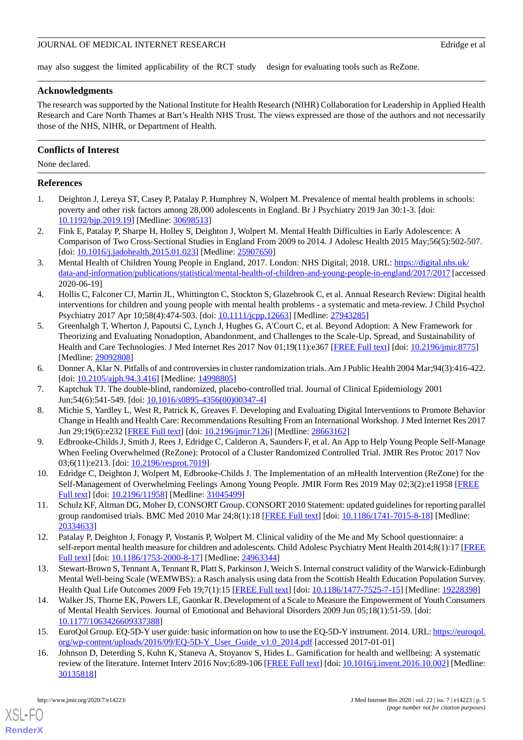may also suggest the limited applicability of the RCT study design for evaluating tools such as ReZone.

## Acknowledgments

The research was supported by the National Institute for Health Research (NIHR) Collaboration for Leadership in Applied Health Research and Care North Thames at Bart's Health NHS Trust. The views expressed are those of the authors and not necessarily those of the NHS, NIHR, or Department of Health.

## Conflicts of Interest

None declared.

## References

1. Deighton J, Lereya ST, Casey P, Patalay P, Humphrey N, Wolpert M. Prevalence of mental health problems in schools: poverty and other risk factors among 28,000 adolescents in England. Br J Psychiatry 2019 Jan 30:1-3. [doi: 10.1192/bjp.2019.19] [Medline: 30698513]
2. Fink E, Patalay P, Sharpe H, Holley S, Deighton J, Wolpert M. Mental Health Difficulties in Early Adolescence: A Comparison of Two Cross-Sectional Studies in England From 2009 to 2014. J Adolesc Health 2015 May;56(5):502-507. [doi: 10.1016/j.jadohealth.2015.01.023] [Medline: 25907650]
3. Mental Health of Children Young People in England, 2017. London: NHS Digital; 2018. URL: https://digital.nhs.uk/data-and-information/publications/statistical/mental-health-of-children-and-young-people-in-england/2017/2017 [accessed 2020-06-19]
4. Hollis C, Falconer CJ, Martin JL, Whittington C, Stockton S, Glazebrook C, et al. Annual Research Review: Digital health interventions for children and young people with mental health problems - a systematic and meta-review. J Child Psychol Psychiatry 2017 Apr 10;58(4):474-503. [doi: 10.1111/jcpp.12663] [Medline: 27943285]
5. Greenhalgh T, Wherton J, Papoutsi C, Lynch J, Hughes G, A'Court C, et al. Beyond Adoption: A New Framework for Theorizing and Evaluating Nonadoption, Abandonment, and Challenges to the Scale-Up, Spread, and Sustainability of Health and Care Technologies. J Med Internet Res 2017 Nov 01;19(11):e367 [FREE Full text] [doi: 10.2196/jmir.8775] [Medline: 29092808]
6. Donner A, Klar N. Pitfalls of and controversies in cluster randomization trials. Am J Public Health 2004 Mar;94(3):416-422. [doi: 10.2105/ajph.94.3.416] [Medline: 14998805]
7. Kaptchuk TJ. The double-blind, randomized, placebo-controlled trial. Journal of Clinical Epidemiology 2001 Jun;54(6):541-549. [doi: 10.1016/s0895-4356(00)00347-4]
8. Michie S, Yardley L, West R, Patrick K, Greaves F. Developing and Evaluating Digital Interventions to Promote Behavior Change in Health and Health Care: Recommendations Resulting From an International Workshop. J Med Internet Res 2017 Jun 29;19(6):e232 [FREE Full text] [doi: 10.2196/jmir.7126] [Medline: 28663162]
9. Edbrooke-Childs J, Smith J, Rees J, Edridge C, Calderon A, Saunders F, et al. An App to Help Young People Self-Manage When Feeling Overwhelmed (ReZone): Protocol of a Cluster Randomized Controlled Trial. JMIR Res Protoc 2017 Nov 03;6(11):e213. [doi: 10.2196/resprot.7019]
10. Edridge C, Deighton J, Wolpert M, Edbrooke-Childs J. The Implementation of an mHealth Intervention (ReZone) for the Self-Management of Overwhelming Feelings Among Young People. JMIR Form Res 2019 May 02;3(2):e11958 [FREE Full text] [doi: 10.2196/11958] [Medline: 31045499]
11. Schulz KF, Altman DG, Moher D, CONSORT Group. CONSORT 2010 Statement: updated guidelines for reporting parallel group randomised trials. BMC Med 2010 Mar 24;8(1):18 [FREE Full text] [doi: 10.1186/1741-7015-8-18] [Medline: 20334633]
12. Patalay P, Deighton J, Fonagy P, Vostanis P, Wolpert M. Clinical validity of the Me and My School questionnaire: a self-report mental health measure for children and adolescents. Child Adolesc Psychiatry Ment Health 2014;8(1):17 [FREE Full text] [doi: 10.1186/1753-2000-8-17] [Medline: 24963344]
13. Stewart-Brown S, Tennant A, Tennant R, Platt S, Parkinson J, Weich S. Internal construct validity of the Warwick-Edinburgh Mental Well-being Scale (WEMWBS): a Rasch analysis using data from the Scottish Health Education Population Survey. Health Qual Life Outcomes 2009 Feb 19;7(1):15 [FREE Full text] [doi: 10.1186/1477-7525-7-15] [Medline: 19228398]
14. Walker JS, Thorne EK, Powers LE, Gaonkar R. Development of a Scale to Measure the Empowerment of Youth Consumers of Mental Health Services. Journal of Emotional and Behavioral Disorders 2009 Jun 05;18(1):51-59. [doi: 10.1177/1063426609337388]
15. EuroQol Group. EQ-5D-Y user guide: basic information on how to use the EQ-5D-Y instrument. 2014. URL: https://euroqol.org/wp-content/uploads/2016/09/EQ-5D-Y_User_Guide_v1.0_2014.pdf [accessed 2017-01-01]
16. Johnson D, Deterding S, Kuhn K, Staneva A, Stoyanov S, Hides L. Gamification for health and wellbeing: A systematic review of the literature. Internet Interv 2016 Nov;6:89-106 [FREE Full text] [doi: 10.1016/j.invent.2016.10.002] [Medline: 30135818]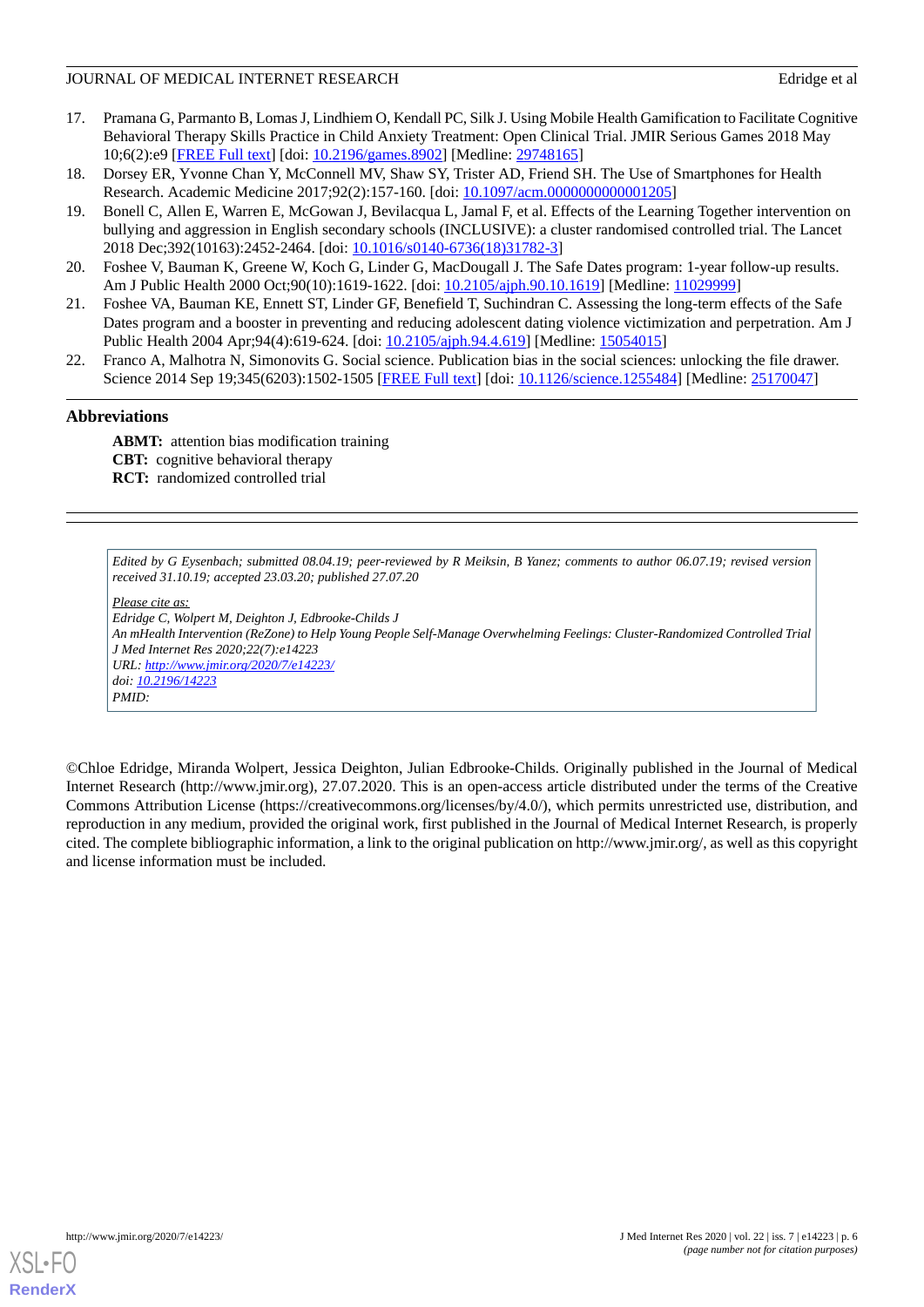17. Pramana G, Parmanto B, Lomas J, Lindhiem O, Kendall PC, Silk J. Using Mobile Health Gamification to Facilitate Cognitive Behavioral Therapy Skills Practice in Child Anxiety Treatment: Open Clinical Trial. JMIR Serious Games 2018 May 10;6(2):e9 [FREE Full text] [doi: 10.2196/games.8902] [Medline: 29748165]
18. Dorsey ER, Yvonne Chan Y, McConnell MV, Shaw SY, Trister AD, Friend SH. The Use of Smartphones for Health Research. Academic Medicine 2017;92(2):157-160. [doi: 10.1097/acm.0000000000001205]
19. Bonell C, Allen E, Warren E, McGowan J, Bevilacqua L, Jamal F, et al. Effects of the Learning Together intervention on bullying and aggression in English secondary schools (INCLUSIVE): a cluster randomised controlled trial. The Lancet 2018 Dec;392(10163):2452-2464. [doi: 10.1016/s0140-6736(18)31782-3]
20. Foshee V, Bauman K, Greene W, Koch G, Linder G, MacDougall J. The Safe Dates program: 1-year follow-up results. Am J Public Health 2000 Oct;90(10):1619-1622. [doi: 10.2105/ajph.90.10.1619] [Medline: 11029999]
21. Foshee VA, Bauman KE, Ennett ST, Linder GF, Benefield T, Suchindran C. Assessing the long-term effects of the Safe Dates program and a booster in preventing and reducing adolescent dating violence victimization and perpetration. Am J Public Health 2004 Apr;94(4):619-624. [doi: 10.2105/ajph.94.4.619] [Medline: 15054015]
22. Franco A, Malhotra N, Simonovits G. Social science. Publication bias in the social sciences: unlocking the file drawer. Science 2014 Sep 19;345(6203):1502-1505 [FREE Full text] [doi: 10.1126/science.1255484] [Medline: 25170047]

## Abbreviations

**ABMT:** attention bias modification training
**CBT:** cognitive behavioral therapy
**RCT:** randomized controlled trial

*Edited by G Eysenbach; submitted 08.04.19; peer-reviewed by R Meiksin, B Yanez; comments to author 06.07.19; revised version received 31.10.19; accepted 23.03.20; published 27.07.20*

*Please cite as:*
*Edridge C, Wolpert M, Deighton J, Edbrooke-Childs J*
*An mHealth Intervention (ReZone) to Help Young People Self-Manage Overwhelming Feelings: Cluster-Randomized Controlled Trial*
*J Med Internet Res 2020;22(7):e14223*
*URL: http://www.jmir.org/2020/7/e14223/*
*doi: 10.2196/14223*
*PMID:*

©Chloe Edridge, Miranda Wolpert, Jessica Deighton, Julian Edbrooke-Childs. Originally published in the Journal of Medical Internet Research (http://www.jmir.org), 27.07.2020. This is an open-access article distributed under the terms of the Creative Commons Attribution License (https://creativecommons.org/licenses/by/4.0/), which permits unrestricted use, distribution, and reproduction in any medium, provided the original work, first published in the Journal of Medical Internet Research, is properly cited. The complete bibliographic information, a link to the original publication on http://www.jmir.org/, as well as this copyright and license information must be included.